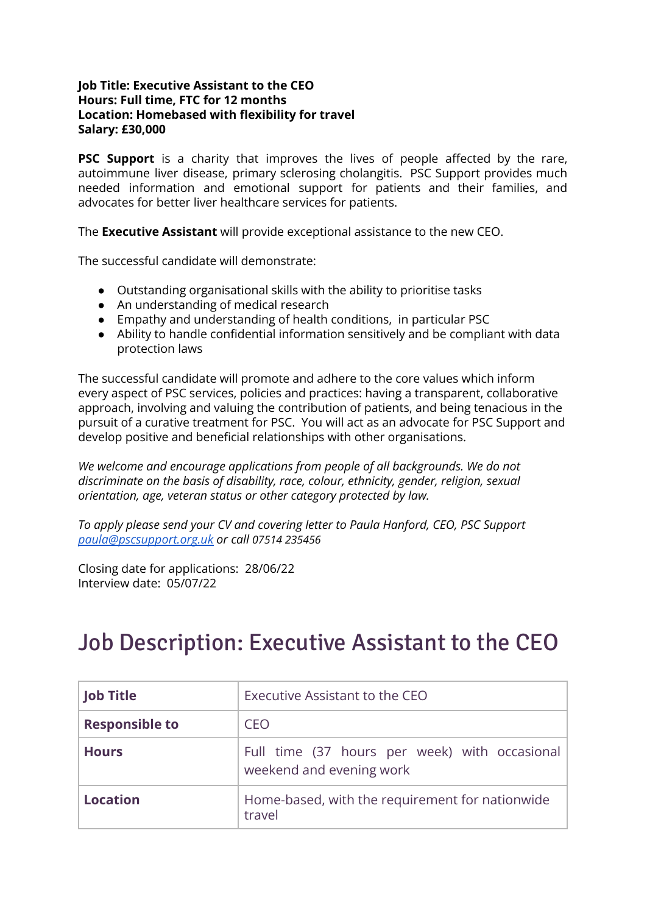**Job Title: Executive Assistant to the CEO**
**Hours: Full time, FTC for 12 months**
**Location: Homebased with flexibility for travel**
**Salary: £30,000**

**PSC Support** is a charity that improves the lives of people affected by the rare, autoimmune liver disease, primary sclerosing cholangitis. PSC Support provides much needed information and emotional support for patients and their families, and advocates for better liver healthcare services for patients.

The **Executive Assistant** will provide exceptional assistance to the new CEO.

The successful candidate will demonstrate:

- Outstanding organisational skills with the ability to prioritise tasks
- An understanding of medical research
- Empathy and understanding of health conditions, in particular PSC
- Ability to handle confidential information sensitively and be compliant with data protection laws

The successful candidate will promote and adhere to the core values which inform every aspect of PSC services, policies and practices: having a transparent, collaborative approach, involving and valuing the contribution of patients, and being tenacious in the pursuit of a curative treatment for PSC. You will act as an advocate for PSC Support and develop positive and beneficial relationships with other organisations.

*We welcome and encourage applications from people of all backgrounds. We do not discriminate on the basis of disability, race, colour, ethnicity, gender, religion, sexual orientation, age, veteran status or other category protected by law.*

*To apply please send your CV and covering letter to Paula Hanford, CEO, PSC Support [paula@pscsupport.org.uk](mailto:paula@pscsupport.org.uk) or call 07514 235456*

Closing date for applications: 28/06/22
Interview date: 05/07/22

# Job Description: Executive Assistant to the CEO

| **Job Title** | Executive Assistant to the CEO |
|---|---|
| **Responsible to** | CEO |
| **Hours** | Full time (37 hours per week) with occasional weekend and evening work |
| **Location** | Home-based, with the requirement for nationwide travel |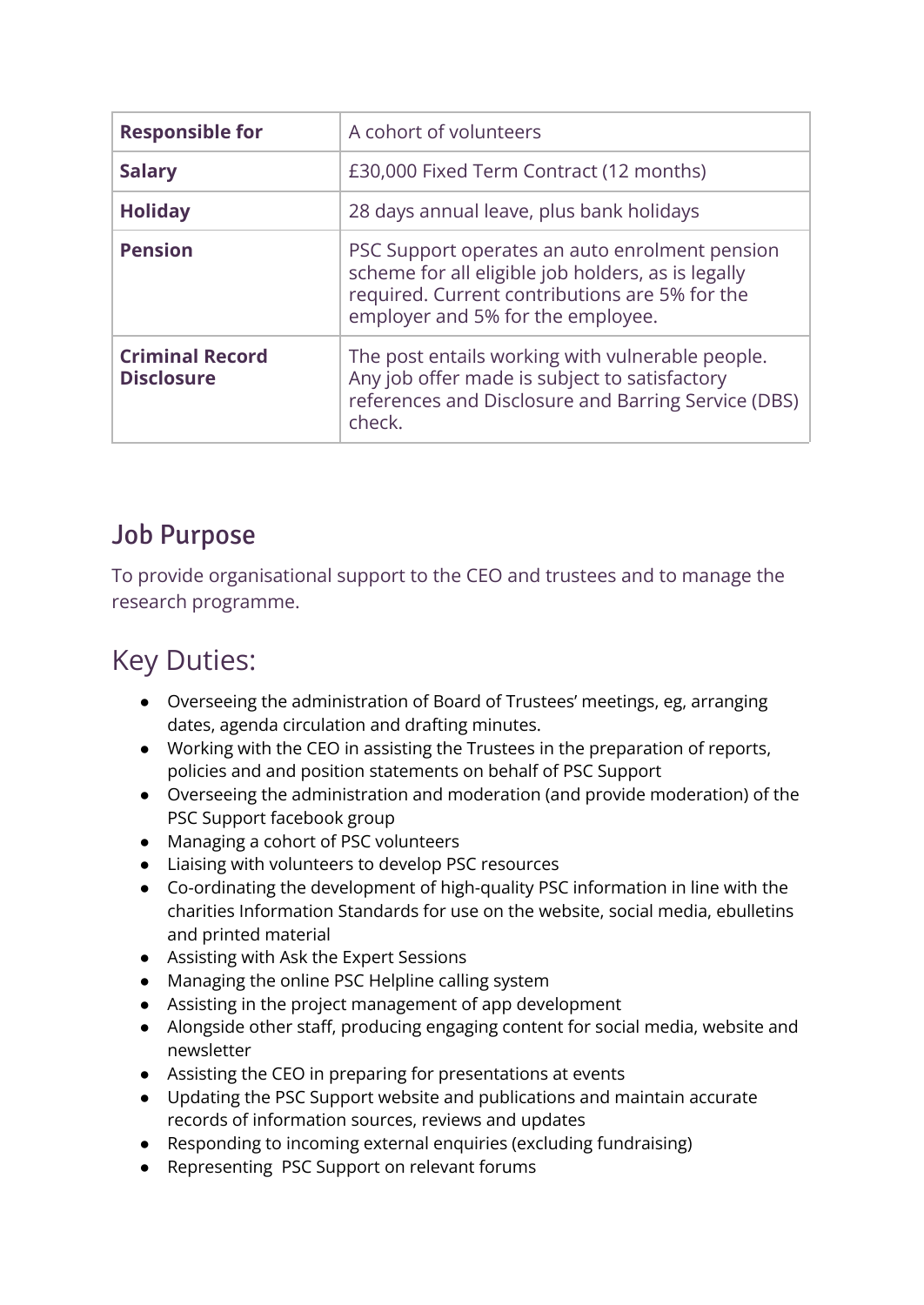| **Responsible for** | A cohort of volunteers |
|---|---|
| **Salary** | £30,000 Fixed Term Contract (12 months) |
| **Holiday** | 28 days annual leave, plus bank holidays |
| **Pension** | PSC Support operates an auto enrolment pension scheme for all eligible job holders, as is legally required. Current contributions are 5% for the employer and 5% for the employee. |
| **Criminal Record Disclosure** | The post entails working with vulnerable people. Any job offer made is subject to satisfactory references and Disclosure and Barring Service (DBS) check. |

## Job Purpose

To provide organisational support to the CEO and trustees and to manage the research programme.

## Key Duties:

- Overseeing the administration of Board of Trustees' meetings, eg, arranging dates, agenda circulation and drafting minutes.
- Working with the CEO in assisting the Trustees in the preparation of reports, policies and and position statements on behalf of PSC Support
- Overseeing the administration and moderation (and provide moderation) of the PSC Support facebook group
- Managing a cohort of PSC volunteers
- Liaising with volunteers to develop PSC resources
- Co-ordinating the development of high-quality PSC information in line with the charities Information Standards for use on the website, social media, ebulletins and printed material
- Assisting with Ask the Expert Sessions
- Managing the online PSC Helpline calling system
- Assisting in the project management of app development
- Alongside other staff, producing engaging content for social media, website and newsletter
- Assisting the CEO in preparing for presentations at events
- Updating the PSC Support website and publications and maintain accurate records of information sources, reviews and updates
- Responding to incoming external enquiries (excluding fundraising)
- Representing  PSC Support on relevant forums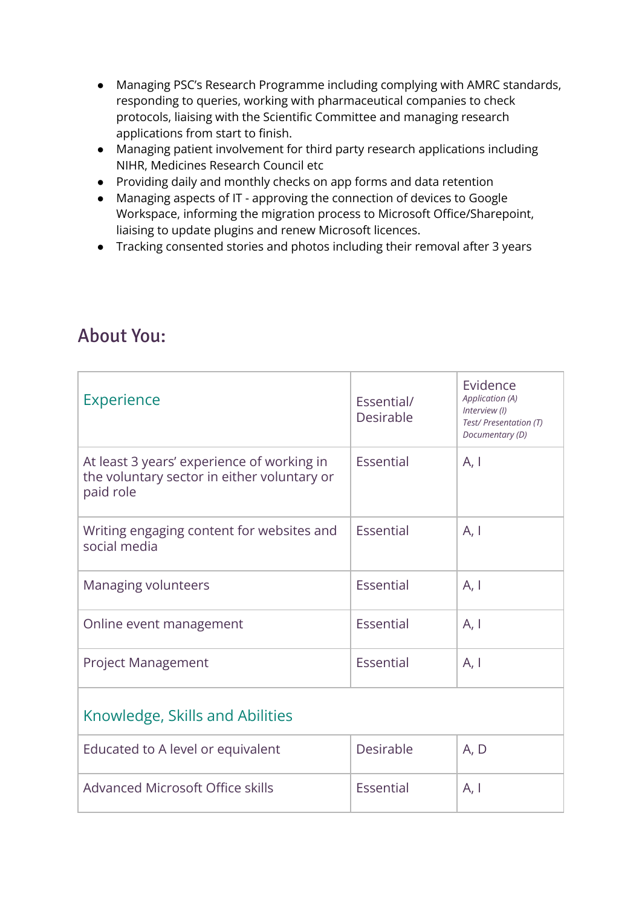- Managing PSC's Research Programme including complying with AMRC standards, responding to queries, working with pharmaceutical companies to check protocols, liaising with the Scientific Committee and managing research applications from start to finish.
- Managing patient involvement for third party research applications including NIHR, Medicines Research Council etc
- Providing daily and monthly checks on app forms and data retention
- Managing aspects of IT - approving the connection of devices to Google Workspace, informing the migration process to Microsoft Office/Sharepoint, liaising to update plugins and renew Microsoft licences.
- Tracking consented stories and photos including their removal after 3 years

## About You:

| Experience | Essential/ Desirable | Evidence *Application (A) Interview (I) Test/ Presentation (T) Documentary (D)* |
|---|---|---|
| At least 3 years' experience of working in the voluntary sector in either voluntary or paid role | Essential | A, I |
| Writing engaging content for websites and social media | Essential | A, I |
| Managing volunteers | Essential | A, I |
| Online event management | Essential | A, I |
| Project Management | Essential | A, I |
| **Knowledge, Skills and Abilities** | | |
| Educated to A level or equivalent | Desirable | A, D |
| Advanced Microsoft Office skills | Essential | A, I |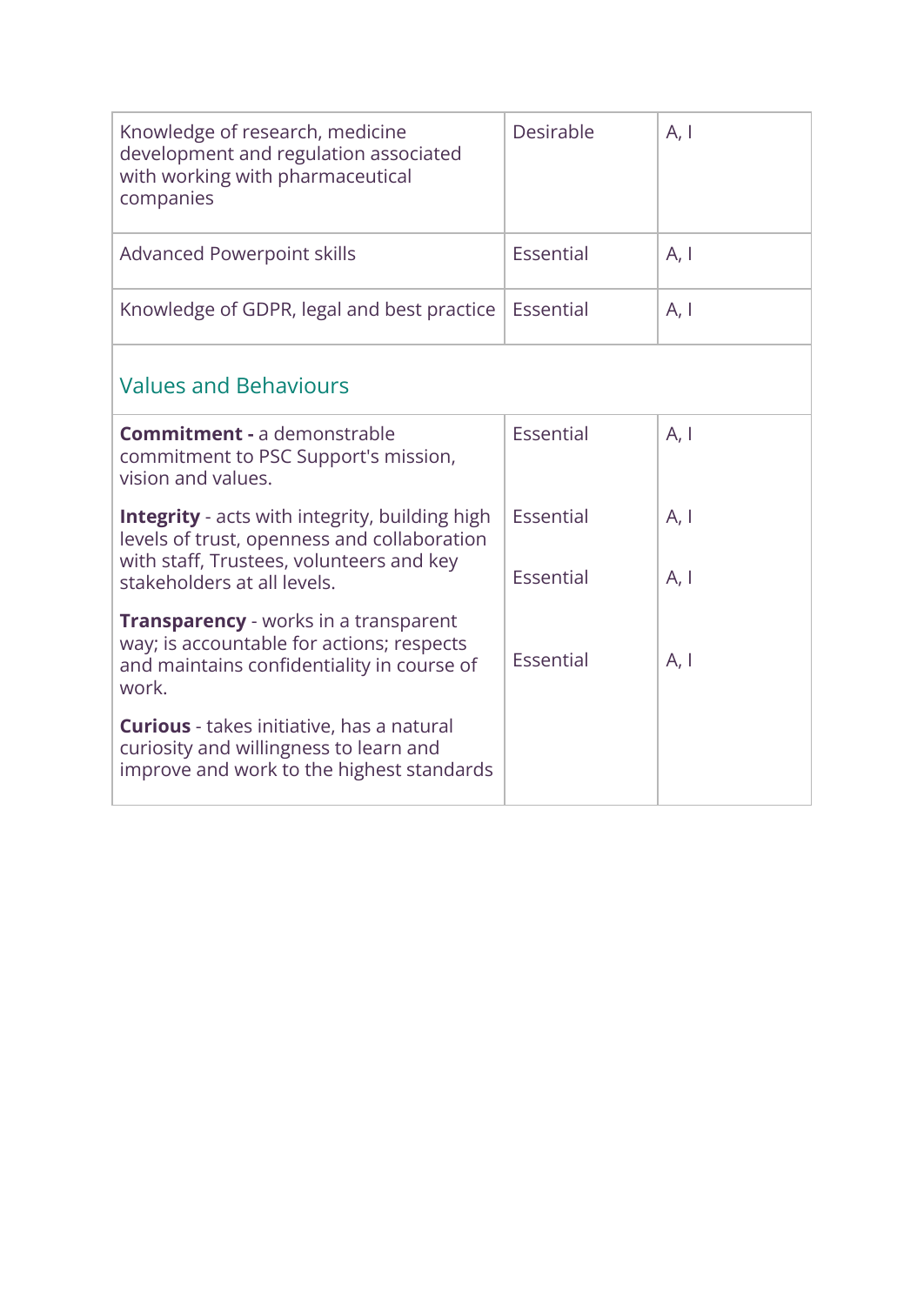| | | |
|---|---|---|
| Knowledge of research, medicine development and regulation associated with working with pharmaceutical companies | Desirable | A, I |
| Advanced Powerpoint skills | Essential | A, I |
| Knowledge of GDPR, legal and best practice | Essential | A, I |
| **Values and Behaviours** | | |
| **Commitment -** a demonstrable commitment to PSC Support's mission, vision and values. | Essential | A, I |
| **Integrity** - acts with integrity, building high levels of trust, openness and collaboration with staff, Trustees, volunteers and key stakeholders at all levels. | Essential | A, I |
| **Transparency** - works in a transparent way; is accountable for actions; respects and maintains confidentiality in course of work. | Essential | A, I |
| **Curious** - takes initiative, has a natural curiosity and willingness to learn and improve and work to the highest standards | Essential | A, I |